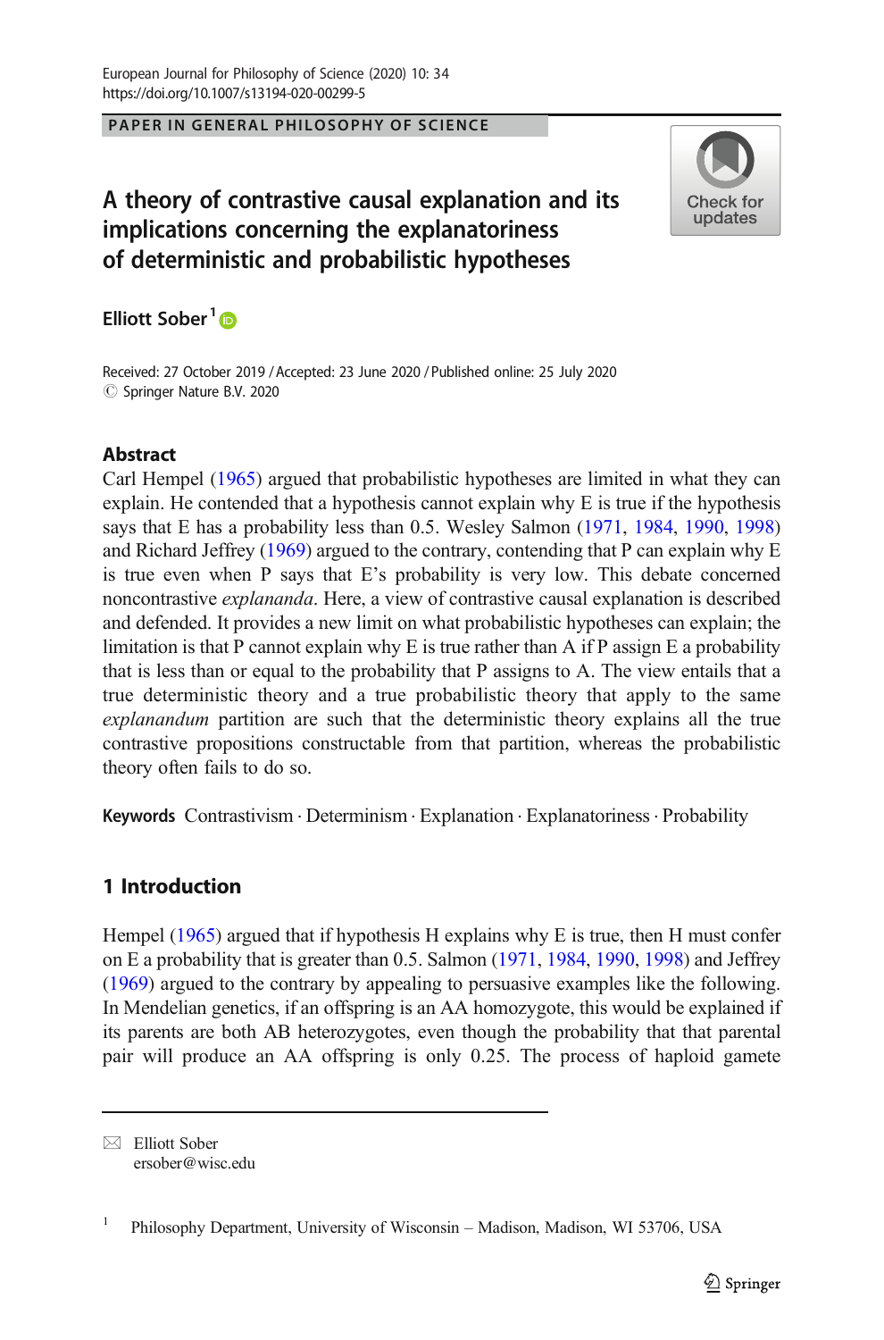PAPER IN GENERAL PHILOSOPHY OF SCIENCE

# A theory of contrastive causal explanation and its implications concerning the explanatoriness of deterministic and probabilistic hypotheses

Elliott Sober[1]

Received: 27 October 2019 / Accepted: 23 June 2020 / Published online: 25 July 2020
© Springer Nature B.V. 2020

## Abstract

Carl Hempel (1965) argued that probabilistic hypotheses are limited in what they can explain. He contended that a hypothesis cannot explain why E is true if the hypothesis says that E has a probability less than 0.5. Wesley Salmon (1971, 1984, 1990, 1998) and Richard Jeffrey (1969) argued to the contrary, contending that P can explain why E is true even when P says that E's probability is very low. This debate concerned noncontrastive *explananda*. Here, a view of contrastive causal explanation is described and defended. It provides a new limit on what probabilistic hypotheses can explain; the limitation is that P cannot explain why E is true rather than A if P assign E a probability that is less than or equal to the probability that P assigns to A. The view entails that a true deterministic theory and a true probabilistic theory that apply to the same *explanandum* partition are such that the deterministic theory explains all the true contrastive propositions constructable from that partition, whereas the probabilistic theory often fails to do so.

**Keywords** Contrastivism · Determinism · Explanation · Explanatoriness · Probability

## 1 Introduction

Hempel (1965) argued that if hypothesis H explains why E is true, then H must confer on E a probability that is greater than 0.5. Salmon (1971, 1984, 1990, 1998) and Jeffrey (1969) argued to the contrary by appealing to persuasive examples like the following. In Mendelian genetics, if an offspring is an AA homozygote, this would be explained if its parents are both AB heterozygotes, even though the probability that that parental pair will produce an AA offspring is only 0.25. The process of haploid gamete

---

Elliott Sober
ersober@wisc.edu

[1] Philosophy Department, University of Wisconsin – Madison, Madison, WI 53706, USA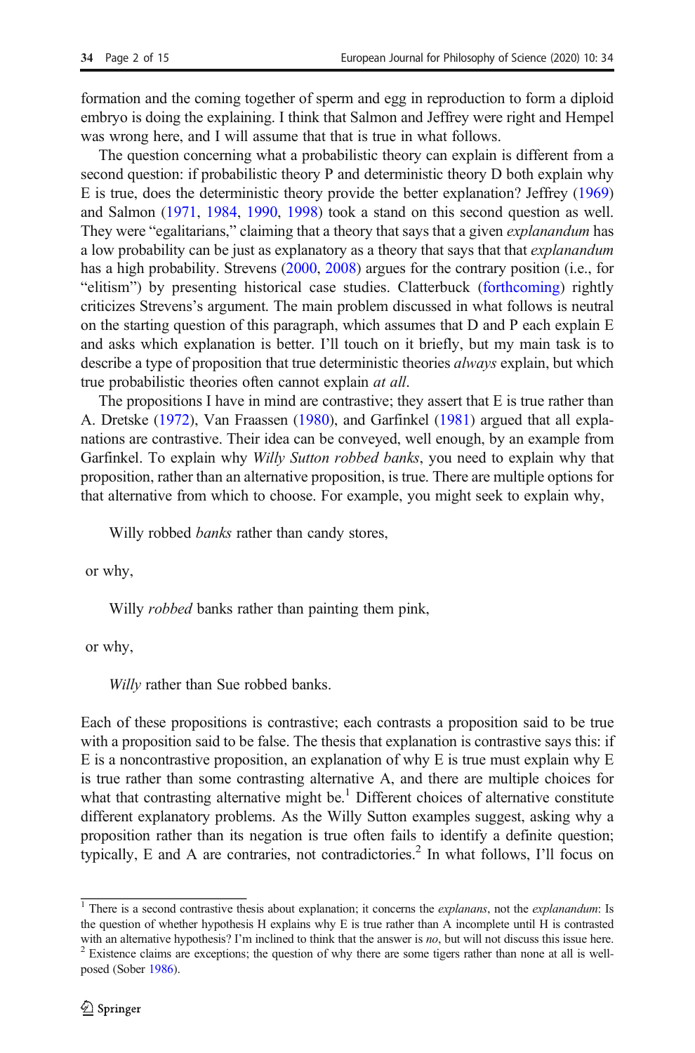formation and the coming together of sperm and egg in reproduction to form a diploid embryo is doing the explaining. I think that Salmon and Jeffrey were right and Hempel was wrong here, and I will assume that that is true in what follows.

The question concerning what a probabilistic theory can explain is different from a second question: if probabilistic theory P and deterministic theory D both explain why E is true, does the deterministic theory provide the better explanation? Jeffrey (1969) and Salmon (1971, 1984, 1990, 1998) took a stand on this second question as well. They were "egalitarians," claiming that a theory that says that a given *explanandum* has a low probability can be just as explanatory as a theory that says that that *explanandum* has a high probability. Strevens (2000, 2008) argues for the contrary position (i.e., for "elitism") by presenting historical case studies. Clatterbuck (forthcoming) rightly criticizes Strevens's argument. The main problem discussed in what follows is neutral on the starting question of this paragraph, which assumes that D and P each explain E and asks which explanation is better. I'll touch on it briefly, but my main task is to describe a type of proposition that true deterministic theories *always* explain, but which true probabilistic theories often cannot explain *at all*.

The propositions I have in mind are contrastive; they assert that E is true rather than A. Dretske (1972), Van Fraassen (1980), and Garfinkel (1981) argued that all explanations are contrastive. Their idea can be conveyed, well enough, by an example from Garfinkel. To explain why *Willy Sutton robbed banks*, you need to explain why that proposition, rather than an alternative proposition, is true. There are multiple options for that alternative from which to choose. For example, you might seek to explain why,

> Willy robbed *banks* rather than candy stores,

or why,

> Willy *robbed* banks rather than painting them pink,

or why,

> *Willy* rather than Sue robbed banks.

Each of these propositions is contrastive; each contrasts a proposition said to be true with a proposition said to be false. The thesis that explanation is contrastive says this: if E is a noncontrastive proposition, an explanation of why E is true must explain why E is true rather than some contrasting alternative A, and there are multiple choices for what that contrasting alternative might be.[1] Different choices of alternative constitute different explanatory problems. As the Willy Sutton examples suggest, asking why a proposition rather than its negation is true often fails to identify a definite question; typically, E and A are contraries, not contradictories.[2] In what follows, I'll focus on

---

[1] There is a second contrastive thesis about explanation; it concerns the *explanans*, not the *explanandum*: Is the question of whether hypothesis H explains why E is true rather than A incomplete until H is contrasted with an alternative hypothesis? I'm inclined to think that the answer is *no*, but will not discuss this issue here.

[2] Existence claims are exceptions; the question of why there are some tigers rather than none at all is well-posed (Sober 1986).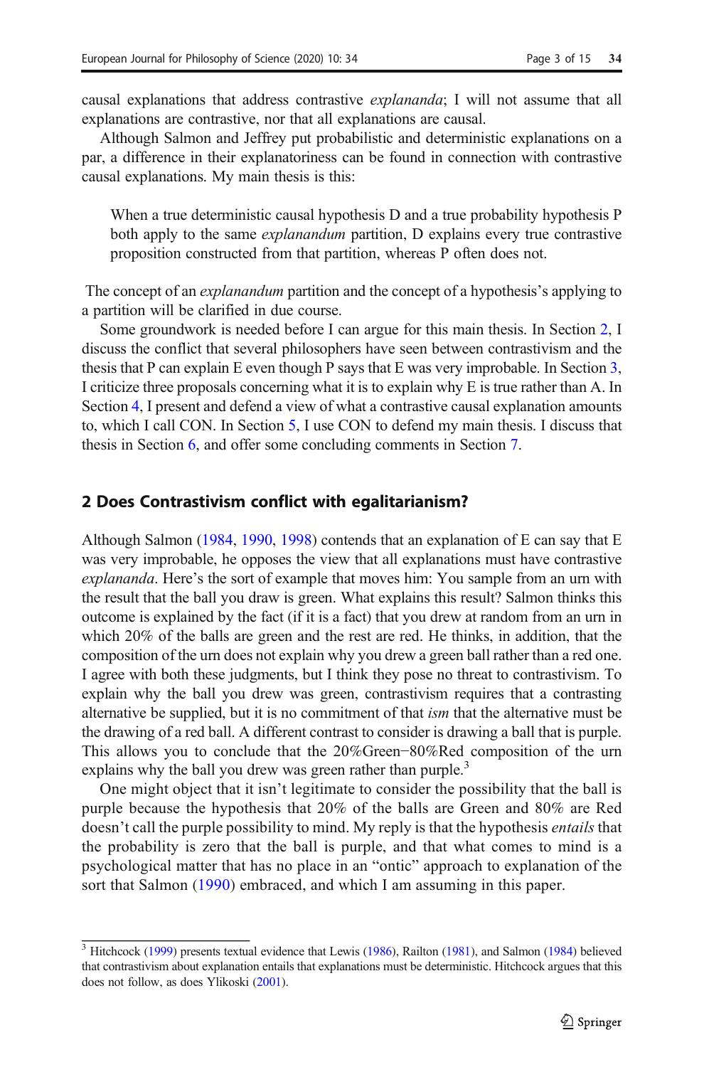causal explanations that address contrastive *explananda*; I will not assume that all explanations are contrastive, nor that all explanations are causal.

Although Salmon and Jeffrey put probabilistic and deterministic explanations on a par, a difference in their explanatoriness can be found in connection with contrastive causal explanations. My main thesis is this:

> When a true deterministic causal hypothesis D and a true probability hypothesis P both apply to the same *explanandum* partition, D explains every true contrastive proposition constructed from that partition, whereas P often does not.

The concept of an *explanandum* partition and the concept of a hypothesis's applying to a partition will be clarified in due course.

Some groundwork is needed before I can argue for this main thesis. In Section 2, I discuss the conflict that several philosophers have seen between contrastivism and the thesis that P can explain E even though P says that E was very improbable. In Section 3, I criticize three proposals concerning what it is to explain why E is true rather than A. In Section 4, I present and defend a view of what a contrastive causal explanation amounts to, which I call CON. In Section 5, I use CON to defend my main thesis. I discuss that thesis in Section 6, and offer some concluding comments in Section 7.

## 2 Does Contrastivism conflict with egalitarianism?

Although Salmon (1984, 1990, 1998) contends that an explanation of E can say that E was very improbable, he opposes the view that all explanations must have contrastive *explananda*. Here's the sort of example that moves him: You sample from an urn with the result that the ball you draw is green. What explains this result? Salmon thinks this outcome is explained by the fact (if it is a fact) that you drew at random from an urn in which 20% of the balls are green and the rest are red. He thinks, in addition, that the composition of the urn does not explain why you drew a green ball rather than a red one. I agree with both these judgments, but I think they pose no threat to contrastivism. To explain why the ball you drew was green, contrastivism requires that a contrasting alternative be supplied, but it is no commitment of that *ism* that the alternative must be the drawing of a red ball. A different contrast to consider is drawing a ball that is purple. This allows you to conclude that the 20%Green−80%Red composition of the urn explains why the ball you drew was green rather than purple.[3]

One might object that it isn't legitimate to consider the possibility that the ball is purple because the hypothesis that 20% of the balls are Green and 80% are Red doesn't call the purple possibility to mind. My reply is that the hypothesis *entails* that the probability is zero that the ball is purple, and that what comes to mind is a psychological matter that has no place in an "ontic" approach to explanation of the sort that Salmon (1990) embraced, and which I am assuming in this paper.

---

[3] Hitchcock (1999) presents textual evidence that Lewis (1986), Railton (1981), and Salmon (1984) believed that contrastivism about explanation entails that explanations must be deterministic. Hitchcock argues that this does not follow, as does Ylikoski (2001).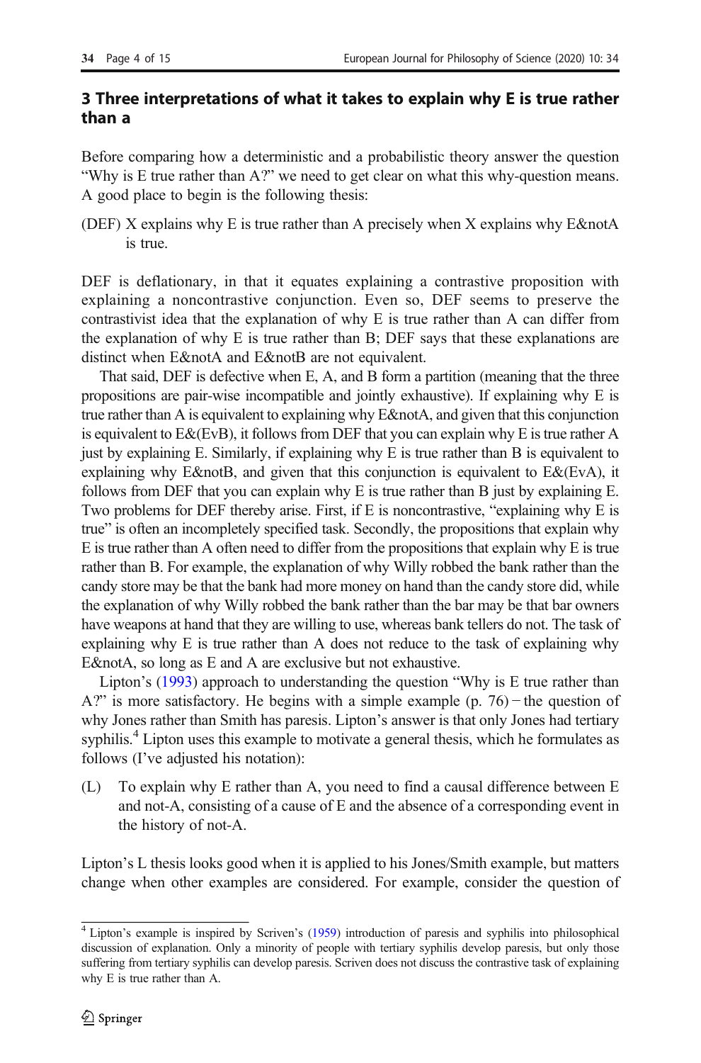## 3 Three interpretations of what it takes to explain why E is true rather than a

Before comparing how a deterministic and a probabilistic theory answer the question "Why is E true rather than A?" we need to get clear on what this why-question means. A good place to begin is the following thesis:

(DEF) X explains why E is true rather than A precisely when X explains why E&notA is true.

DEF is deflationary, in that it equates explaining a contrastive proposition with explaining a noncontrastive conjunction. Even so, DEF seems to preserve the contrastivist idea that the explanation of why E is true rather than A can differ from the explanation of why E is true rather than B; DEF says that these explanations are distinct when E&notA and E&notB are not equivalent.

That said, DEF is defective when E, A, and B form a partition (meaning that the three propositions are pair-wise incompatible and jointly exhaustive). If explaining why E is true rather than A is equivalent to explaining why E&notA, and given that this conjunction is equivalent to E&(EvB), it follows from DEF that you can explain why E is true rather A just by explaining E. Similarly, if explaining why E is true rather than B is equivalent to explaining why E&notB, and given that this conjunction is equivalent to E&(EvA), it follows from DEF that you can explain why E is true rather than B just by explaining E. Two problems for DEF thereby arise. First, if E is noncontrastive, "explaining why E is true" is often an incompletely specified task. Secondly, the propositions that explain why E is true rather than A often need to differ from the propositions that explain why E is true rather than B. For example, the explanation of why Willy robbed the bank rather than the candy store may be that the bank had more money on hand than the candy store did, while the explanation of why Willy robbed the bank rather than the bar may be that bar owners have weapons at hand that they are willing to use, whereas bank tellers do not. The task of explaining why E is true rather than A does not reduce to the task of explaining why E&notA, so long as E and A are exclusive but not exhaustive.

Lipton's (1993) approach to understanding the question "Why is E true rather than A?" is more satisfactory. He begins with a simple example (p. 76) – the question of why Jones rather than Smith has paresis. Lipton's answer is that only Jones had tertiary syphilis.[4] Lipton uses this example to motivate a general thesis, which he formulates as follows (I've adjusted his notation):

(L) To explain why E rather than A, you need to find a causal difference between E and not-A, consisting of a cause of E and the absence of a corresponding event in the history of not-A.

Lipton's L thesis looks good when it is applied to his Jones/Smith example, but matters change when other examples are considered. For example, consider the question of

[4] Lipton's example is inspired by Scriven's (1959) introduction of paresis and syphilis into philosophical discussion of explanation. Only a minority of people with tertiary syphilis develop paresis, but only those suffering from tertiary syphilis can develop paresis. Scriven does not discuss the contrastive task of explaining why E is true rather than A.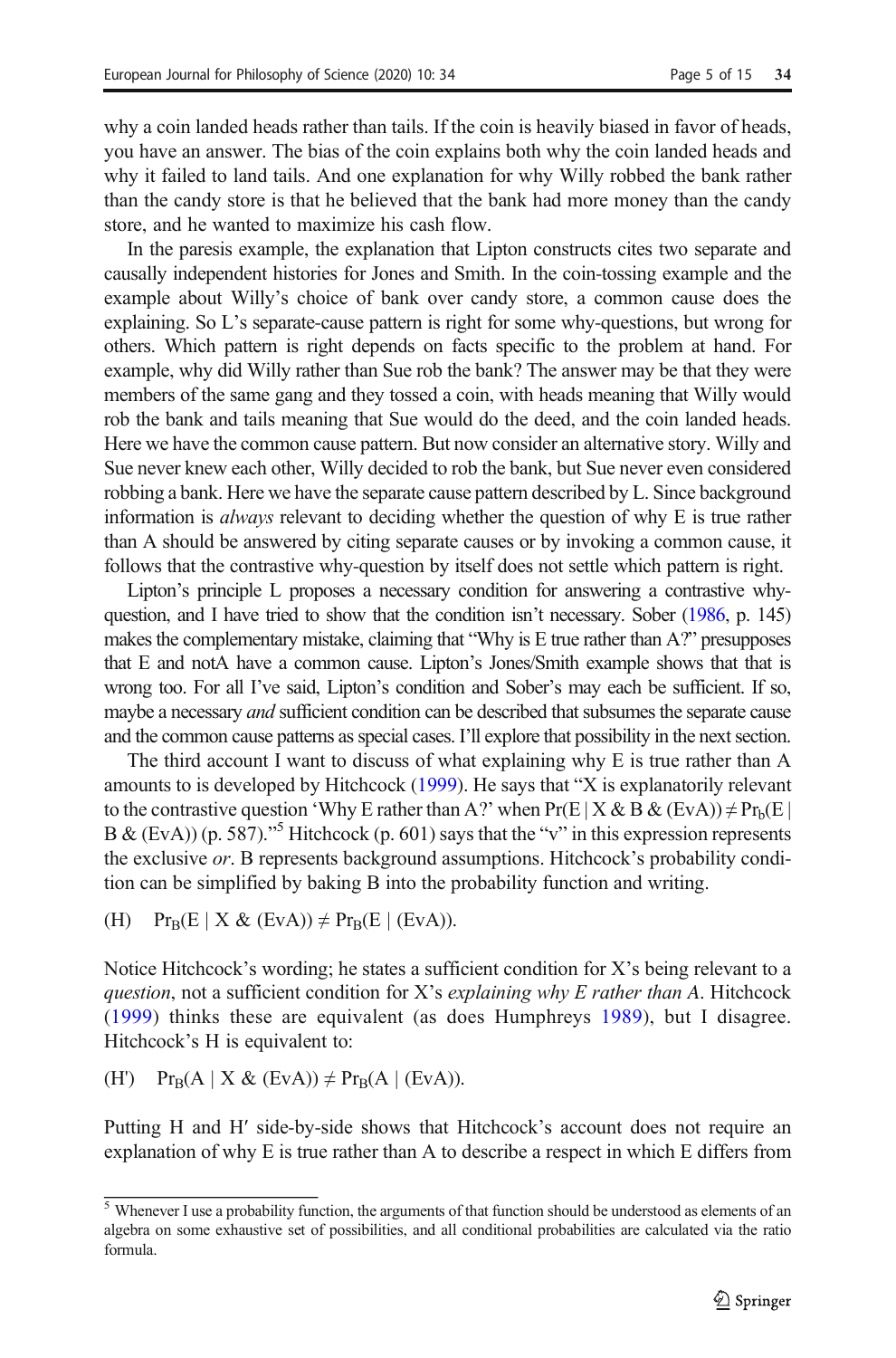why a coin landed heads rather than tails. If the coin is heavily biased in favor of heads, you have an answer. The bias of the coin explains both why the coin landed heads and why it failed to land tails. And one explanation for why Willy robbed the bank rather than the candy store is that he believed that the bank had more money than the candy store, and he wanted to maximize his cash flow.

In the paresis example, the explanation that Lipton constructs cites two separate and causally independent histories for Jones and Smith. In the coin-tossing example and the example about Willy's choice of bank over candy store, a common cause does the explaining. So L's separate-cause pattern is right for some why-questions, but wrong for others. Which pattern is right depends on facts specific to the problem at hand. For example, why did Willy rather than Sue rob the bank? The answer may be that they were members of the same gang and they tossed a coin, with heads meaning that Willy would rob the bank and tails meaning that Sue would do the deed, and the coin landed heads. Here we have the common cause pattern. But now consider an alternative story. Willy and Sue never knew each other, Willy decided to rob the bank, but Sue never even considered robbing a bank. Here we have the separate cause pattern described by L. Since background information is *always* relevant to deciding whether the question of why E is true rather than A should be answered by citing separate causes or by invoking a common cause, it follows that the contrastive why-question by itself does not settle which pattern is right.

Lipton's principle L proposes a necessary condition for answering a contrastive why-question, and I have tried to show that the condition isn't necessary. Sober (1986, p. 145) makes the complementary mistake, claiming that "Why is E true rather than A?" presupposes that E and notA have a common cause. Lipton's Jones/Smith example shows that that is wrong too. For all I've said, Lipton's condition and Sober's may each be sufficient. If so, maybe a necessary *and* sufficient condition can be described that subsumes the separate cause and the common cause patterns as special cases. I'll explore that possibility in the next section.

The third account I want to discuss of what explaining why E is true rather than A amounts to is developed by Hitchcock (1999). He says that "X is explanatorily relevant to the contrastive question 'Why E rather than A?' when $\Pr(E \mid X \,\&\, B \,\&\, (EvA)) \neq \Pr_b(E \mid B \,\&\, (EvA))$ (p. 587)."[5] Hitchcock (p. 601) says that the "v" in this expression represents the exclusive *or*. B represents background assumptions. Hitchcock's probability condition can be simplified by baking B into the probability function and writing.

(H) $\quad \Pr_B(E \mid X \,\&\, (EvA)) \neq \Pr_B(E \mid (EvA))$.

Notice Hitchcock's wording; he states a sufficient condition for X's being relevant to a *question*, not a sufficient condition for X's *explaining why E rather than A*. Hitchcock (1999) thinks these are equivalent (as does Humphreys 1989), but I disagree. Hitchcock's H is equivalent to:

(H') $\quad \Pr_B(A \mid X \,\&\, (EvA)) \neq \Pr_B(A \mid (EvA))$.

Putting H and H′ side-by-side shows that Hitchcock's account does not require an explanation of why E is true rather than A to describe a respect in which E differs from

[5] Whenever I use a probability function, the arguments of that function should be understood as elements of an algebra on some exhaustive set of possibilities, and all conditional probabilities are calculated via the ratio formula.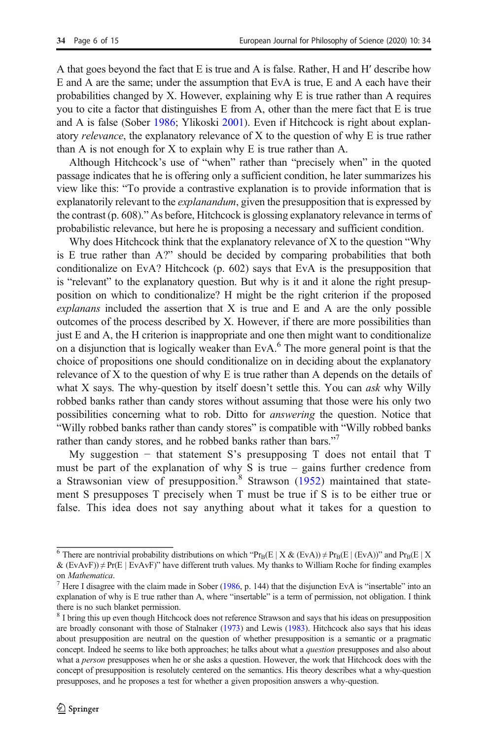A that goes beyond the fact that E is true and A is false. Rather, H and H′ describe how E and A are the same; under the assumption that EvA is true, E and A each have their probabilities changed by X. However, explaining why E is true rather than A requires you to cite a factor that distinguishes E from A, other than the mere fact that E is true and A is false (Sober 1986; Ylikoski 2001). Even if Hitchcock is right about explanatory *relevance*, the explanatory relevance of X to the question of why E is true rather than A is not enough for X to explain why E is true rather than A.

Although Hitchcock's use of "when" rather than "precisely when" in the quoted passage indicates that he is offering only a sufficient condition, he later summarizes his view like this: "To provide a contrastive explanation is to provide information that is explanatorily relevant to the *explanandum*, given the presupposition that is expressed by the contrast (p. 608)." As before, Hitchcock is glossing explanatory relevance in terms of probabilistic relevance, but here he is proposing a necessary and sufficient condition.

Why does Hitchcock think that the explanatory relevance of X to the question "Why is E true rather than A?" should be decided by comparing probabilities that both conditionalize on EvA? Hitchcock (p. 602) says that EvA is the presupposition that is "relevant" to the explanatory question. But why is it and it alone the right presupposition on which to conditionalize? H might be the right criterion if the proposed *explanans* included the assertion that X is true and E and A are the only possible outcomes of the process described by X. However, if there are more possibilities than just E and A, the H criterion is inappropriate and one then might want to conditionalize on a disjunction that is logically weaker than EvA.[6] The more general point is that the choice of propositions one should conditionalize on in deciding about the explanatory relevance of X to the question of why E is true rather than A depends on the details of what X says. The why-question by itself doesn't settle this. You can *ask* why Willy robbed banks rather than candy stores without assuming that those were his only two possibilities concerning what to rob. Ditto for *answering* the question. Notice that "Willy robbed banks rather than candy stores" is compatible with "Willy robbed banks rather than candy stores, and he robbed banks rather than bars."[7]

My suggestion − that statement S's presupposing T does not entail that T must be part of the explanation of why S is true – gains further credence from a Strawsonian view of presupposition.[8] Strawson (1952) maintained that statement S presupposes T precisely when T must be true if S is to be either true or false. This idea does not say anything about what it takes for a question to

---

[6] There are nontrivial probability distributions on which "$\Pr_B(E \mid X \,\&\, (EvA)) \neq \Pr_B(E \mid (EvA))$" and $\Pr_B(E \mid X \,\&\, (EvAvF)) \neq \Pr(E \mid EvAvF)$" have different truth values. My thanks to William Roche for finding examples on *Mathematica*.

[7] Here I disagree with the claim made in Sober (1986, p. 144) that the disjunction EvA is "insertable" into an explanation of why is E true rather than A, where "insertable" is a term of permission, not obligation. I think there is no such blanket permission.

[8] I bring this up even though Hitchcock does not reference Strawson and says that his ideas on presupposition are broadly consonant with those of Stalnaker (1973) and Lewis (1983). Hitchcock also says that his ideas about presupposition are neutral on the question of whether presupposition is a semantic or a pragmatic concept. Indeed he seems to like both approaches; he talks about what a *question* presupposes and also about what a *person* presupposes when he or she asks a question. However, the work that Hitchcock does with the concept of presupposition is resolutely centered on the semantics. His theory describes what a why-question presupposes, and he proposes a test for whether a given proposition answers a why-question.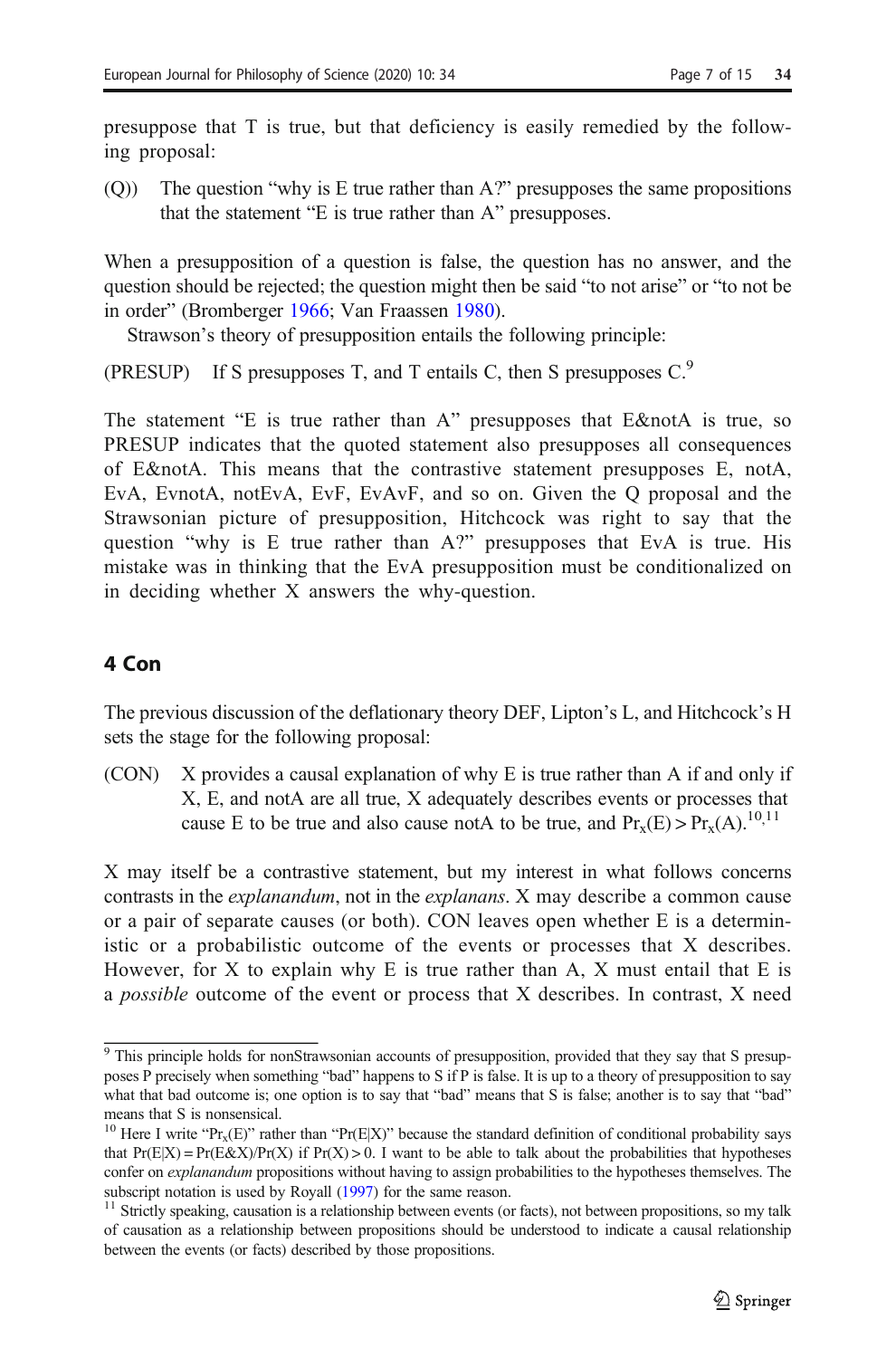presuppose that T is true, but that deficiency is easily remedied by the following proposal:

(Q)) The question "why is E true rather than A?" presupposes the same propositions that the statement "E is true rather than A" presupposes.

When a presupposition of a question is false, the question has no answer, and the question should be rejected; the question might then be said "to not arise" or "to not be in order" (Bromberger 1966; Van Fraassen 1980).

Strawson's theory of presupposition entails the following principle:

(PRESUP) If S presupposes T, and T entails C, then S presupposes C.[9]

The statement "E is true rather than A" presupposes that E&notA is true, so PRESUP indicates that the quoted statement also presupposes all consequences of E&notA. This means that the contrastive statement presupposes E, notA, EvA, EvnotA, notEvA, EvF, EvAvF, and so on. Given the Q proposal and the Strawsonian picture of presupposition, Hitchcock was right to say that the question "why is E true rather than A?" presupposes that EvA is true. His mistake was in thinking that the EvA presupposition must be conditionalized on in deciding whether X answers the why-question.

## 4 Con

The previous discussion of the deflationary theory DEF, Lipton's L, and Hitchcock's H sets the stage for the following proposal:

(CON) X provides a causal explanation of why E is true rather than A if and only if X, E, and notA are all true, X adequately describes events or processes that cause E to be true and also cause notA to be true, and $Pr_x(E) > Pr_x(A)$.[10,11]

X may itself be a contrastive statement, but my interest in what follows concerns contrasts in the *explanandum*, not in the *explanans*. X may describe a common cause or a pair of separate causes (or both). CON leaves open whether E is a deterministic or a probabilistic outcome of the events or processes that X describes. However, for X to explain why E is true rather than A, X must entail that E is a *possible* outcome of the event or process that X describes. In contrast, X need

---

[9] This principle holds for nonStrawsonian accounts of presupposition, provided that they say that S presupposes P precisely when something "bad" happens to S if P is false. It is up to a theory of presupposition to say what that bad outcome is; one option is to say that "bad" means that S is false; another is to say that "bad" means that S is nonsensical.

[10] Here I write "$Pr_x(E)$" rather than "$Pr(E|X)$" because the standard definition of conditional probability says that $Pr(E|X) = Pr(E\&X)/Pr(X)$ if $Pr(X) > 0$. I want to be able to talk about the probabilities that hypotheses confer on *explanandum* propositions without having to assign probabilities to the hypotheses themselves. The subscript notation is used by Royall (1997) for the same reason.

[11] Strictly speaking, causation is a relationship between events (or facts), not between propositions, so my talk of causation as a relationship between propositions should be understood to indicate a causal relationship between the events (or facts) described by those propositions.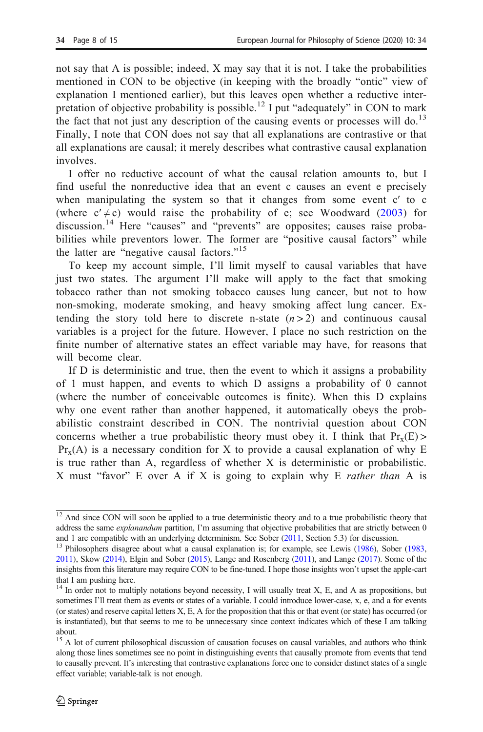not say that A is possible; indeed, X may say that it is not. I take the probabilities mentioned in CON to be objective (in keeping with the broadly "ontic" view of explanation I mentioned earlier), but this leaves open whether a reductive interpretation of objective probability is possible.[12] I put "adequately" in CON to mark the fact that not just any description of the causing events or processes will do.[13] Finally, I note that CON does not say that all explanations are contrastive or that all explanations are causal; it merely describes what contrastive causal explanation involves.

I offer no reductive account of what the causal relation amounts to, but I find useful the nonreductive idea that an event c causes an event e precisely when manipulating the system so that it changes from some event c′ to c (where $c' \neq c$) would raise the probability of e; see Woodward (2003) for discussion.[14] Here "causes" and "prevents" are opposites; causes raise probabilities while preventors lower. The former are "positive causal factors" while the latter are "negative causal factors."[15]

To keep my account simple, I'll limit myself to causal variables that have just two states. The argument I'll make will apply to the fact that smoking tobacco rather than not smoking tobacco causes lung cancer, but not to how non-smoking, moderate smoking, and heavy smoking affect lung cancer. Extending the story told here to discrete n-state $(n > 2)$ and continuous causal variables is a project for the future. However, I place no such restriction on the finite number of alternative states an effect variable may have, for reasons that will become clear.

If D is deterministic and true, then the event to which it assigns a probability of 1 must happen, and events to which D assigns a probability of 0 cannot (where the number of conceivable outcomes is finite). When this D explains why one event rather than another happened, it automatically obeys the probabilistic constraint described in CON. The nontrivial question about CON concerns whether a true probabilistic theory must obey it. I think that $Pr_x(E) > Pr_x(A)$ is a necessary condition for X to provide a causal explanation of why E is true rather than A, regardless of whether X is deterministic or probabilistic. X must "favor" E over A if X is going to explain why E *rather than* A is

---

[12] And since CON will soon be applied to a true deterministic theory and to a true probabilistic theory that address the same *explanandum* partition, I'm assuming that objective probabilities that are strictly between 0 and 1 are compatible with an underlying determinism. See Sober (2011, Section 5.3) for discussion.

[13] Philosophers disagree about what a causal explanation is; for example, see Lewis (1986), Sober (1983, 2011), Skow (2014), Elgin and Sober (2015), Lange and Rosenberg (2011), and Lange (2017). Some of the insights from this literature may require CON to be fine-tuned. I hope those insights won't upset the apple-cart that I am pushing here.

[14] In order not to multiply notations beyond necessity, I will usually treat X, E, and A as propositions, but sometimes I'll treat them as events or states of a variable. I could introduce lower-case, x, e, and a for events (or states) and reserve capital letters X, E, A for the proposition that this or that event (or state) has occurred (or is instantiated), but that seems to me to be unnecessary since context indicates which of these I am talking about.

[15] A lot of current philosophical discussion of causation focuses on causal variables, and authors who think along those lines sometimes see no point in distinguishing events that causally promote from events that tend to causally prevent. It's interesting that contrastive explanations force one to consider distinct states of a single effect variable; variable-talk is not enough.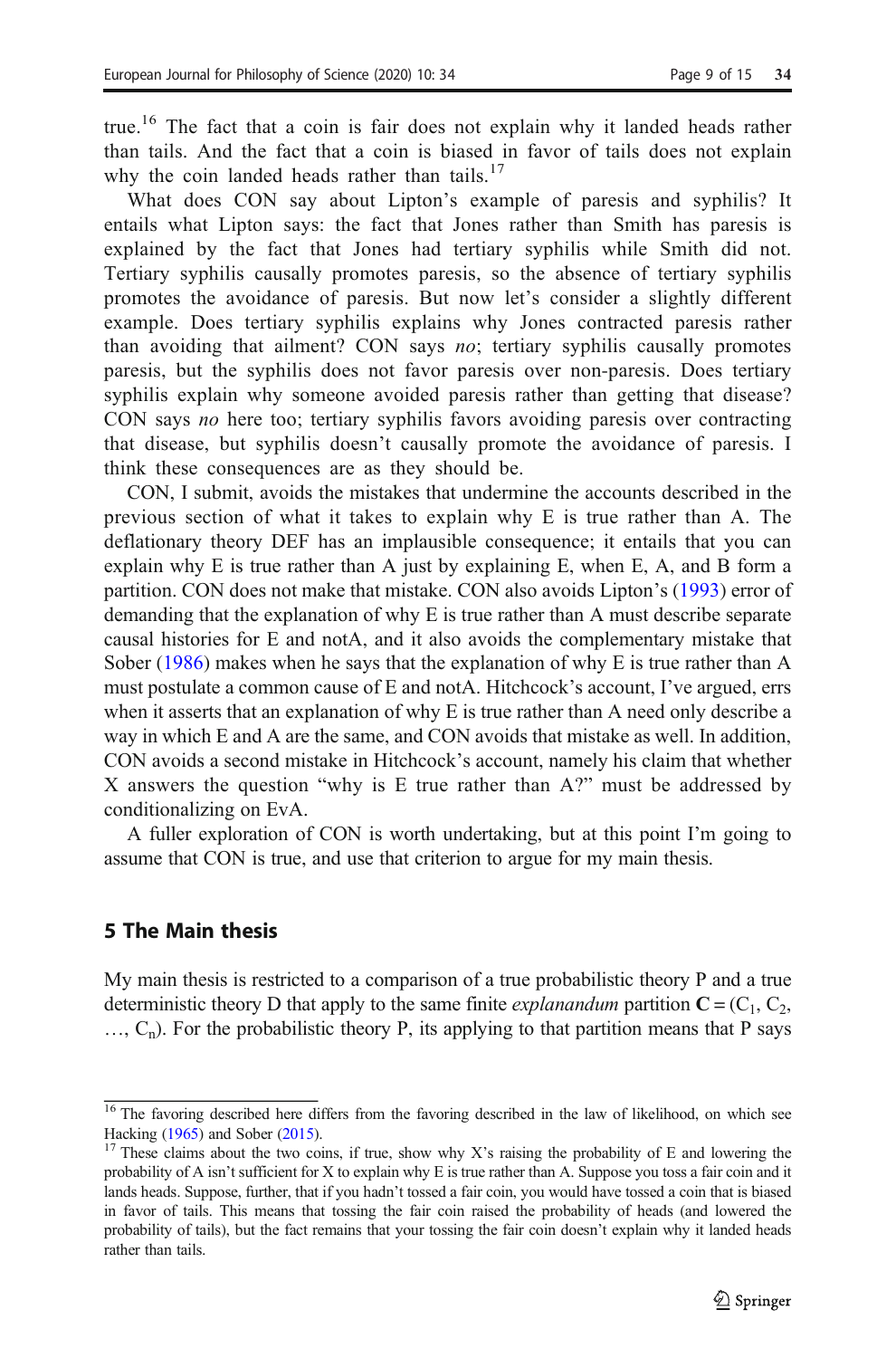true.[16] The fact that a coin is fair does not explain why it landed heads rather than tails. And the fact that a coin is biased in favor of tails does not explain why the coin landed heads rather than tails.[17]

What does CON say about Lipton's example of paresis and syphilis? It entails what Lipton says: the fact that Jones rather than Smith has paresis is explained by the fact that Jones had tertiary syphilis while Smith did not. Tertiary syphilis causally promotes paresis, so the absence of tertiary syphilis promotes the avoidance of paresis. But now let's consider a slightly different example. Does tertiary syphilis explains why Jones contracted paresis rather than avoiding that ailment? CON says *no*; tertiary syphilis causally promotes paresis, but the syphilis does not favor paresis over non-paresis. Does tertiary syphilis explain why someone avoided paresis rather than getting that disease? CON says *no* here too; tertiary syphilis favors avoiding paresis over contracting that disease, but syphilis doesn't causally promote the avoidance of paresis. I think these consequences are as they should be.

CON, I submit, avoids the mistakes that undermine the accounts described in the previous section of what it takes to explain why E is true rather than A. The deflationary theory DEF has an implausible consequence; it entails that you can explain why E is true rather than A just by explaining E, when E, A, and B form a partition. CON does not make that mistake. CON also avoids Lipton's (1993) error of demanding that the explanation of why E is true rather than A must describe separate causal histories for E and notA, and it also avoids the complementary mistake that Sober (1986) makes when he says that the explanation of why E is true rather than A must postulate a common cause of E and notA. Hitchcock's account, I've argued, errs when it asserts that an explanation of why E is true rather than A need only describe a way in which E and A are the same, and CON avoids that mistake as well. In addition, CON avoids a second mistake in Hitchcock's account, namely his claim that whether X answers the question "why is E true rather than A?" must be addressed by conditionalizing on EvA.

A fuller exploration of CON is worth undertaking, but at this point I'm going to assume that CON is true, and use that criterion to argue for my main thesis.

## 5 The Main thesis

My main thesis is restricted to a comparison of a true probabilistic theory P and a true deterministic theory D that apply to the same finite *explanandum* partition $\mathbf{C} = (C_1, C_2, \ldots, C_n)$. For the probabilistic theory P, its applying to that partition means that P says

---

[16] The favoring described here differs from the favoring described in the law of likelihood, on which see Hacking (1965) and Sober (2015).

[17] These claims about the two coins, if true, show why X's raising the probability of E and lowering the probability of A isn't sufficient for X to explain why E is true rather than A. Suppose you toss a fair coin and it lands heads. Suppose, further, that if you hadn't tossed a fair coin, you would have tossed a coin that is biased in favor of tails. This means that tossing the fair coin raised the probability of heads (and lowered the probability of tails), but the fact remains that your tossing the fair coin doesn't explain why it landed heads rather than tails.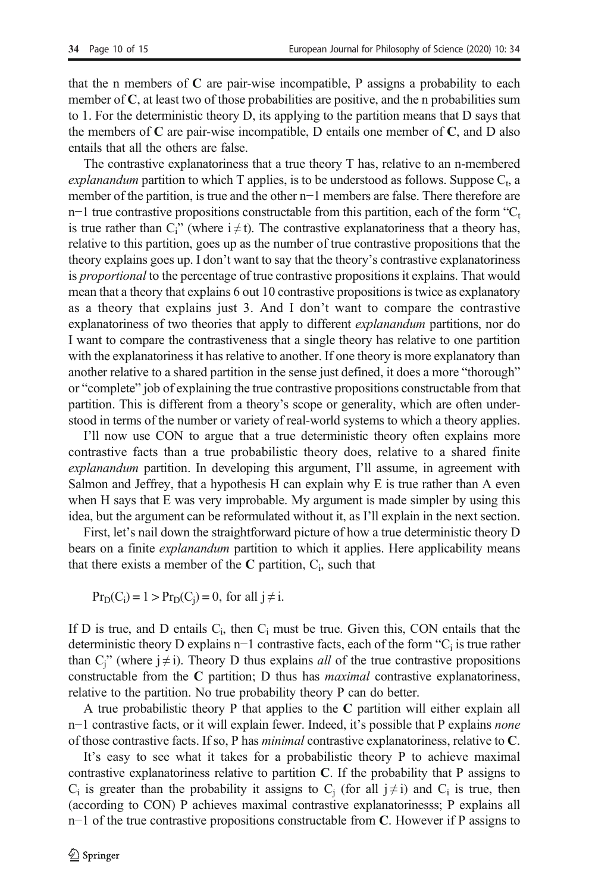that the n members of **C** are pair-wise incompatible, P assigns a probability to each member of **C**, at least two of those probabilities are positive, and the n probabilities sum to 1. For the deterministic theory D, its applying to the partition means that D says that the members of **C** are pair-wise incompatible, D entails one member of **C**, and D also entails that all the others are false.

The contrastive explanatoriness that a true theory T has, relative to an n-membered *explanandum* partition to which T applies, is to be understood as follows. Suppose $C_t$, a member of the partition, is true and the other n−1 members are false. There therefore are n−1 true contrastive propositions constructable from this partition, each of the form "$C_t$ is true rather than $C_i$" (where $i \neq t$). The contrastive explanatoriness that a theory has, relative to this partition, goes up as the number of true contrastive propositions that the theory explains goes up. I don't want to say that the theory's contrastive explanatoriness is *proportional* to the percentage of true contrastive propositions it explains. That would mean that a theory that explains 6 out 10 contrastive propositions is twice as explanatory as a theory that explains just 3. And I don't want to compare the contrastive explanatoriness of two theories that apply to different *explanandum* partitions, nor do I want to compare the contrastiveness that a single theory has relative to one partition with the explanatoriness it has relative to another. If one theory is more explanatory than another relative to a shared partition in the sense just defined, it does a more "thorough" or "complete" job of explaining the true contrastive propositions constructable from that partition. This is different from a theory's scope or generality, which are often understood in terms of the number or variety of real-world systems to which a theory applies.

I'll now use CON to argue that a true deterministic theory often explains more contrastive facts than a true probabilistic theory does, relative to a shared finite *explanandum* partition. In developing this argument, I'll assume, in agreement with Salmon and Jeffrey, that a hypothesis H can explain why E is true rather than A even when H says that E was very improbable. My argument is made simpler by using this idea, but the argument can be reformulated without it, as I'll explain in the next section.

First, let's nail down the straightforward picture of how a true deterministic theory D bears on a finite *explanandum* partition to which it applies. Here applicability means that there exists a member of the **C** partition, $C_i$, such that

$$Pr_D(C_i) = 1 > Pr_D(C_j) = 0, \text{ for all } j \neq i.$$

If D is true, and D entails $C_i$, then $C_i$ must be true. Given this, CON entails that the deterministic theory D explains n−1 contrastive facts, each of the form "$C_i$ is true rather than $C_j$" (where $j \neq i$). Theory D thus explains *all* of the true contrastive propositions constructable from the **C** partition; D thus has *maximal* contrastive explanatoriness, relative to the partition. No true probability theory P can do better.

A true probabilistic theory P that applies to the **C** partition will either explain all n−1 contrastive facts, or it will explain fewer. Indeed, it's possible that P explains *none* of those contrastive facts. If so, P has *minimal* contrastive explanatoriness, relative to **C**.

It's easy to see what it takes for a probabilistic theory P to achieve maximal contrastive explanatoriness relative to partition **C**. If the probability that P assigns to $C_i$ is greater than the probability it assigns to $C_j$ (for all $j \neq i$) and $C_i$ is true, then (according to CON) P achieves maximal contrastive explanatorinesss; P explains all n−1 of the true contrastive propositions constructable from **C**. However if P assigns to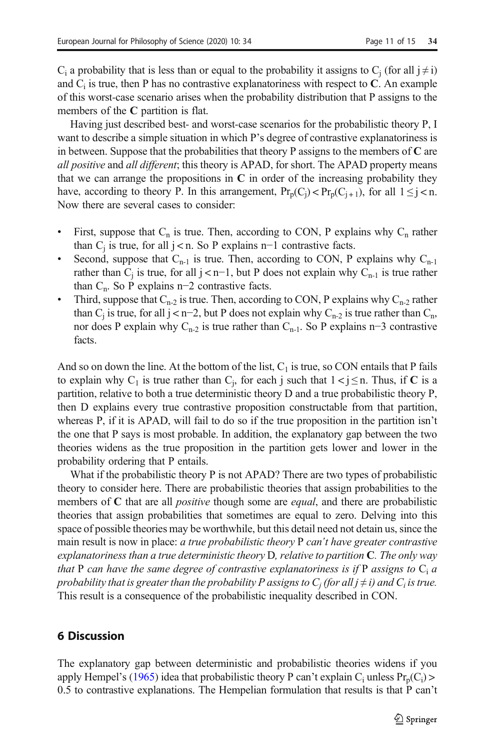$C_i$ a probability that is less than or equal to the probability it assigns to $C_j$ (for all $j \neq i$) and $C_i$ is true, then P has no contrastive explanatoriness with respect to **C**. An example of this worst-case scenario arises when the probability distribution that P assigns to the members of the **C** partition is flat.

Having just described best- and worst-case scenarios for the probabilistic theory P, I want to describe a simple situation in which P's degree of contrastive explanatoriness is in between. Suppose that the probabilities that theory P assigns to the members of **C** are *all positive* and *all different*; this theory is APAD, for short. The APAD property means that we can arrange the propositions in **C** in order of the increasing probability they have, according to theory P. In this arrangement, $\Pr_p(C_j) < \Pr_p(C_{j+1})$, for all $1 \leq j < n$. Now there are several cases to consider:

- First, suppose that $C_n$ is true. Then, according to CON, P explains why $C_n$ rather than $C_j$ is true, for all $j < n$. So P explains n−1 contrastive facts.
- Second, suppose that $C_{n-1}$ is true. Then, according to CON, P explains why $C_{n-1}$ rather than $C_j$ is true, for all $j < n-1$, but P does not explain why $C_{n-1}$ is true rather than $C_n$. So P explains n−2 contrastive facts.
- Third, suppose that $C_{n-2}$ is true. Then, according to CON, P explains why $C_{n-2}$ rather than $C_j$ is true, for all $j < n-2$, but P does not explain why $C_{n-2}$ is true rather than $C_n$, nor does P explain why $C_{n-2}$ is true rather than $C_{n-1}$. So P explains n−3 contrastive facts.

And so on down the line. At the bottom of the list, $C_1$ is true, so CON entails that P fails to explain why $C_1$ is true rather than $C_j$, for each j such that $1 < j \leq n$. Thus, if **C** is a partition, relative to both a true deterministic theory D and a true probabilistic theory P, then D explains every true contrastive proposition constructable from that partition, whereas P, if it is APAD, will fail to do so if the true proposition in the partition isn't the one that P says is most probable. In addition, the explanatory gap between the two theories widens as the true proposition in the partition gets lower and lower in the probability ordering that P entails.

What if the probabilistic theory P is not APAD? There are two types of probabilistic theory to consider here. There are probabilistic theories that assign probabilities to the members of **C** that are all *positive* though some are *equal*, and there are probabilistic theories that assign probabilities that sometimes are equal to zero. Delving into this space of possible theories may be worthwhile, but this detail need not detain us, since the main result is now in place: *a true probabilistic theory* P *can't have greater contrastive explanatoriness than a true deterministic theory* D, *relative to partition* **C**. *The only way that* P *can have the same degree of contrastive explanatoriness is if* P *assigns to* $C_i$ *a probability that is greater than the probability P assigns to* $C_j$ *(for all* $j \neq i$*) and* $C_i$ *is true.* This result is a consequence of the probabilistic inequality described in CON.

## 6 Discussion

The explanatory gap between deterministic and probabilistic theories widens if you apply Hempel's (1965) idea that probabilistic theory P can't explain $C_i$ unless $\Pr_p(C_i) > 0.5$ to contrastive explanations. The Hempelian formulation that results is that P can't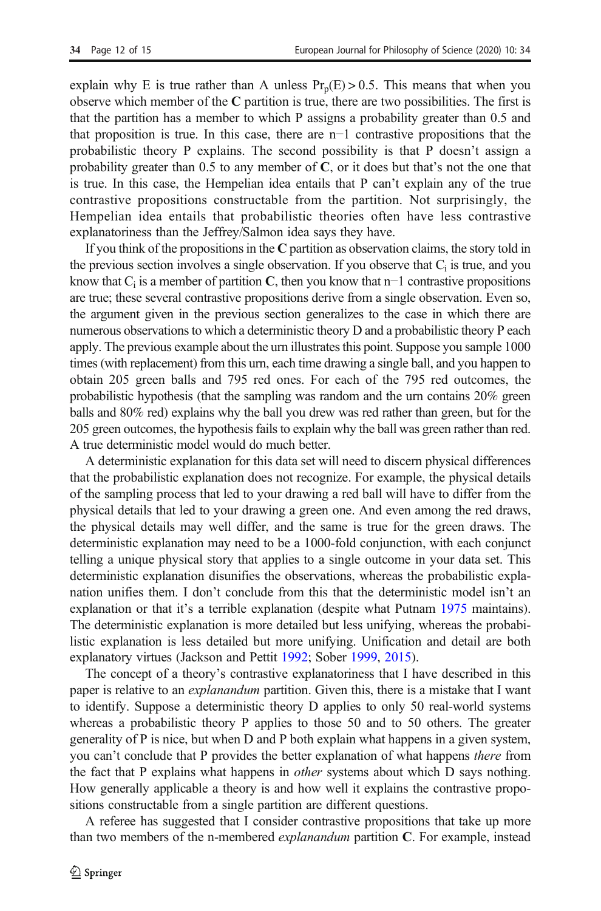explain why E is true rather than A unless $Pr_p(E) > 0.5$. This means that when you observe which member of the **C** partition is true, there are two possibilities. The first is that the partition has a member to which P assigns a probability greater than 0.5 and that proposition is true. In this case, there are n−1 contrastive propositions that the probabilistic theory P explains. The second possibility is that P doesn't assign a probability greater than 0.5 to any member of **C**, or it does but that's not the one that is true. In this case, the Hempelian idea entails that P can't explain any of the true contrastive propositions constructable from the partition. Not surprisingly, the Hempelian idea entails that probabilistic theories often have less contrastive explanatoriness than the Jeffrey/Salmon idea says they have.

If you think of the propositions in the **C** partition as observation claims, the story told in the previous section involves a single observation. If you observe that $C_i$ is true, and you know that $C_i$ is a member of partition **C**, then you know that n−1 contrastive propositions are true; these several contrastive propositions derive from a single observation. Even so, the argument given in the previous section generalizes to the case in which there are numerous observations to which a deterministic theory D and a probabilistic theory P each apply. The previous example about the urn illustrates this point. Suppose you sample 1000 times (with replacement) from this urn, each time drawing a single ball, and you happen to obtain 205 green balls and 795 red ones. For each of the 795 red outcomes, the probabilistic hypothesis (that the sampling was random and the urn contains 20% green balls and 80% red) explains why the ball you drew was red rather than green, but for the 205 green outcomes, the hypothesis fails to explain why the ball was green rather than red. A true deterministic model would do much better.

A deterministic explanation for this data set will need to discern physical differences that the probabilistic explanation does not recognize. For example, the physical details of the sampling process that led to your drawing a red ball will have to differ from the physical details that led to your drawing a green one. And even among the red draws, the physical details may well differ, and the same is true for the green draws. The deterministic explanation may need to be a 1000-fold conjunction, with each conjunct telling a unique physical story that applies to a single outcome in your data set. This deterministic explanation disunifies the observations, whereas the probabilistic explanation unifies them. I don't conclude from this that the deterministic model isn't an explanation or that it's a terrible explanation (despite what Putnam 1975 maintains). The deterministic explanation is more detailed but less unifying, whereas the probabilistic explanation is less detailed but more unifying. Unification and detail are both explanatory virtues (Jackson and Pettit 1992; Sober 1999, 2015).

The concept of a theory's contrastive explanatoriness that I have described in this paper is relative to an *explanandum* partition. Given this, there is a mistake that I want to identify. Suppose a deterministic theory D applies to only 50 real-world systems whereas a probabilistic theory P applies to those 50 and to 50 others. The greater generality of P is nice, but when D and P both explain what happens in a given system, you can't conclude that P provides the better explanation of what happens *there* from the fact that P explains what happens in *other* systems about which D says nothing. How generally applicable a theory is and how well it explains the contrastive propositions constructable from a single partition are different questions.

A referee has suggested that I consider contrastive propositions that take up more than two members of the n-membered *explanandum* partition **C**. For example, instead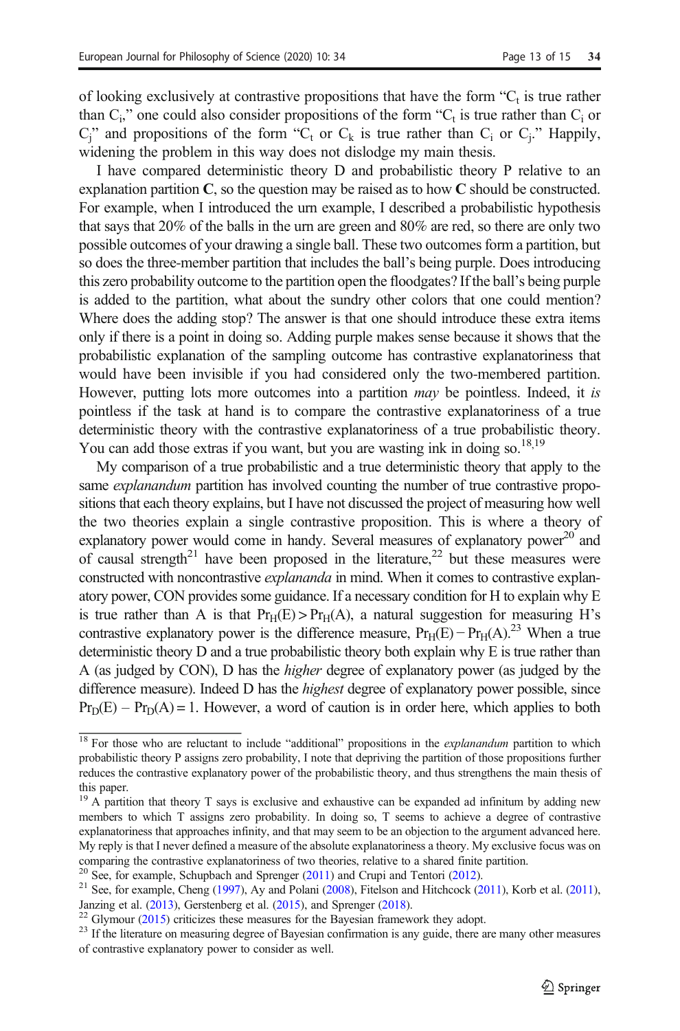of looking exclusively at contrastive propositions that have the form "$C_t$ is true rather than $C_i$," one could also consider propositions of the form "$C_t$ is true rather than $C_i$ or $C_j$" and propositions of the form "$C_t$ or $C_k$ is true rather than $C_i$ or $C_j$." Happily, widening the problem in this way does not dislodge my main thesis.

I have compared deterministic theory D and probabilistic theory P relative to an explanation partition **C**, so the question may be raised as to how **C** should be constructed. For example, when I introduced the urn example, I described a probabilistic hypothesis that says that 20% of the balls in the urn are green and 80% are red, so there are only two possible outcomes of your drawing a single ball. These two outcomes form a partition, but so does the three-member partition that includes the ball's being purple. Does introducing this zero probability outcome to the partition open the floodgates? If the ball's being purple is added to the partition, what about the sundry other colors that one could mention? Where does the adding stop? The answer is that one should introduce these extra items only if there is a point in doing so. Adding purple makes sense because it shows that the probabilistic explanation of the sampling outcome has contrastive explanatoriness that would have been invisible if you had considered only the two-membered partition. However, putting lots more outcomes into a partition *may* be pointless. Indeed, it *is* pointless if the task at hand is to compare the contrastive explanatoriness of a true deterministic theory with the contrastive explanatoriness of a true probabilistic theory. You can add those extras if you want, but you are wasting ink in doing so.[18,19]

My comparison of a true probabilistic and a true deterministic theory that apply to the same *explanandum* partition has involved counting the number of true contrastive propositions that each theory explains, but I have not discussed the project of measuring how well the two theories explain a single contrastive proposition. This is where a theory of explanatory power would come in handy. Several measures of explanatory power[20] and of causal strength[21] have been proposed in the literature,[22] but these measures were constructed with noncontrastive *explananda* in mind. When it comes to contrastive explanatory power, CON provides some guidance. If a necessary condition for H to explain why E is true rather than A is that $Pr_H(E) > Pr_H(A)$, a natural suggestion for measuring H's contrastive explanatory power is the difference measure, $Pr_H(E) - Pr_H(A)$.[23] When a true deterministic theory D and a true probabilistic theory both explain why E is true rather than A (as judged by CON), D has the *higher* degree of explanatory power (as judged by the difference measure). Indeed D has the *highest* degree of explanatory power possible, since $Pr_D(E) - Pr_D(A) = 1$. However, a word of caution is in order here, which applies to both

---

[18] For those who are reluctant to include "additional" propositions in the *explanandum* partition to which probabilistic theory P assigns zero probability, I note that depriving the partition of those propositions further reduces the contrastive explanatory power of the probabilistic theory, and thus strengthens the main thesis of this paper.

[19] A partition that theory T says is exclusive and exhaustive can be expanded ad infinitum by adding new members to which T assigns zero probability. In doing so, T seems to achieve a degree of contrastive explanatoriness that approaches infinity, and that may seem to be an objection to the argument advanced here. My reply is that I never defined a measure of the absolute explanatoriness a theory. My exclusive focus was on comparing the contrastive explanatoriness of two theories, relative to a shared finite partition.

[20] See, for example, Schupbach and Sprenger (2011) and Crupi and Tentori (2012).

[21] See, for example, Cheng (1997), Ay and Polani (2008), Fitelson and Hitchcock (2011), Korb et al. (2011), Janzing et al. (2013), Gerstenberg et al. (2015), and Sprenger (2018).

[22] Glymour (2015) criticizes these measures for the Bayesian framework they adopt.

[23] If the literature on measuring degree of Bayesian confirmation is any guide, there are many other measures of contrastive explanatory power to consider as well.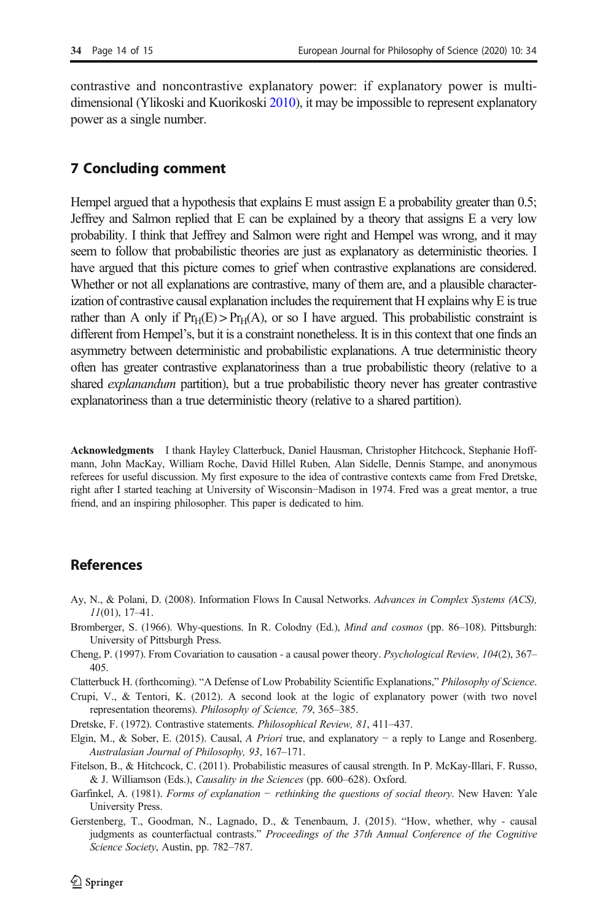contrastive and noncontrastive explanatory power: if explanatory power is multi-dimensional (Ylikoski and Kuorikoski 2010), it may be impossible to represent explanatory power as a single number.

## 7 Concluding comment

Hempel argued that a hypothesis that explains E must assign E a probability greater than 0.5; Jeffrey and Salmon replied that E can be explained by a theory that assigns E a very low probability. I think that Jeffrey and Salmon were right and Hempel was wrong, and it may seem to follow that probabilistic theories are just as explanatory as deterministic theories. I have argued that this picture comes to grief when contrastive explanations are considered. Whether or not all explanations are contrastive, many of them are, and a plausible characterization of contrastive causal explanation includes the requirement that H explains why E is true rather than A only if $Pr_H(E) > Pr_H(A)$, or so I have argued. This probabilistic constraint is different from Hempel's, but it is a constraint nonetheless. It is in this context that one finds an asymmetry between deterministic and probabilistic explanations. A true deterministic theory often has greater contrastive explanatoriness than a true probabilistic theory (relative to a shared *explanandum* partition), but a true probabilistic theory never has greater contrastive explanatoriness than a true deterministic theory (relative to a shared partition).

**Acknowledgments** I thank Hayley Clatterbuck, Daniel Hausman, Christopher Hitchcock, Stephanie Hoffmann, John MacKay, William Roche, David Hillel Ruben, Alan Sidelle, Dennis Stampe, and anonymous referees for useful discussion. My first exposure to the idea of contrastive contexts came from Fred Dretske, right after I started teaching at University of Wisconsin−Madison in 1974. Fred was a great mentor, a true friend, and an inspiring philosopher. This paper is dedicated to him.

## References

Ay, N., & Polani, D. (2008). Information Flows In Causal Networks. *Advances in Complex Systems (ACS), 11*(01), 17–41.

Bromberger, S. (1966). Why-questions. In R. Colodny (Ed.), *Mind and cosmos* (pp. 86–108). Pittsburgh: University of Pittsburgh Press.

Cheng, P. (1997). From Covariation to causation - a causal power theory. *Psychological Review, 104*(2), 367–405.

Clatterbuck H. (forthcoming). "A Defense of Low Probability Scientific Explanations," *Philosophy of Science*.

Crupi, V., & Tentori, K. (2012). A second look at the logic of explanatory power (with two novel representation theorems). *Philosophy of Science, 79*, 365–385.

Dretske, F. (1972). Contrastive statements. *Philosophical Review, 81*, 411–437.

Elgin, M., & Sober, E. (2015). Causal, *A Priori* true, and explanatory − a reply to Lange and Rosenberg. *Australasian Journal of Philosophy, 93*, 167–171.

Fitelson, B., & Hitchcock, C. (2011). Probabilistic measures of causal strength. In P. McKay-Illari, F. Russo, & J. Williamson (Eds.), *Causality in the Sciences* (pp. 600–628). Oxford.

Garfinkel, A. (1981). *Forms of explanation − rethinking the questions of social theory*. New Haven: Yale University Press.

Gerstenberg, T., Goodman, N., Lagnado, D., & Tenenbaum, J. (2015). "How, whether, why - causal judgments as counterfactual contrasts." *Proceedings of the 37th Annual Conference of the Cognitive Science Society*, Austin, pp. 782–787.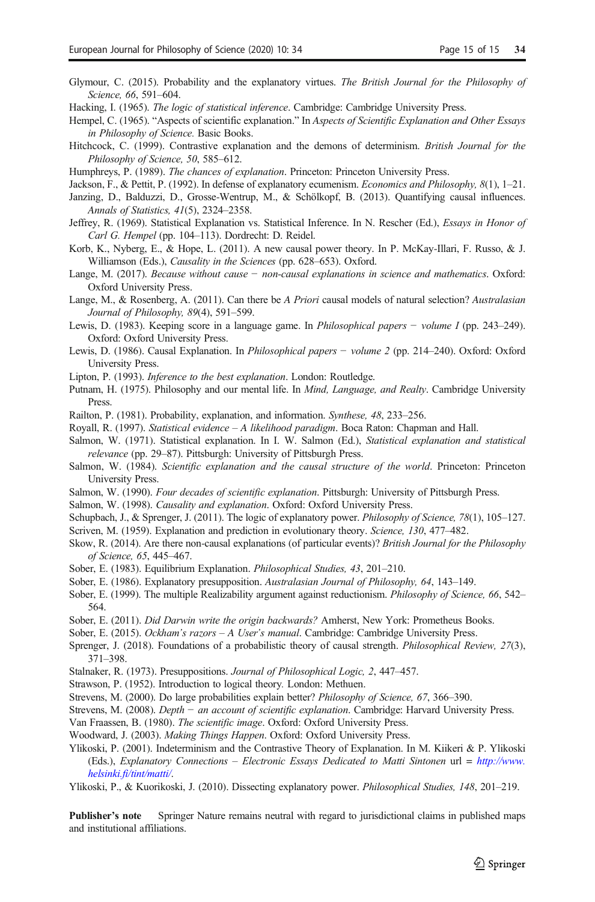Glymour, C. (2015). Probability and the explanatory virtues. *The British Journal for the Philosophy of Science, 66*, 591–604.

Hacking, I. (1965). *The logic of statistical inference*. Cambridge: Cambridge University Press.

Hempel, C. (1965). "Aspects of scientific explanation." In *Aspects of Scientific Explanation and Other Essays in Philosophy of Science.* Basic Books.

Hitchcock, C. (1999). Contrastive explanation and the demons of determinism. *British Journal for the Philosophy of Science, 50*, 585–612.

Humphreys, P. (1989). *The chances of explanation*. Princeton: Princeton University Press.

Jackson, F., & Pettit, P. (1992). In defense of explanatory ecumenism. *Economics and Philosophy, 8*(1), 1–21.

Janzing, D., Balduzzi, D., Grosse-Wentrup, M., & Schölkopf, B. (2013). Quantifying causal influences. *Annals of Statistics, 41*(5), 2324–2358.

Jeffrey, R. (1969). Statistical Explanation vs. Statistical Inference. In N. Rescher (Ed.), *Essays in Honor of Carl G. Hempel* (pp. 104–113). Dordrecht: D. Reidel.

Korb, K., Nyberg, E., & Hope, L. (2011). A new causal power theory. In P. McKay-Illari, F. Russo, & J. Williamson (Eds.), *Causality in the Sciences* (pp. 628–653). Oxford.

Lange, M. (2017). *Because without cause − non-causal explanations in science and mathematics*. Oxford: Oxford University Press.

Lange, M., & Rosenberg, A. (2011). Can there be *A Priori* causal models of natural selection? *Australasian Journal of Philosophy, 89*(4), 591–599.

Lewis, D. (1983). Keeping score in a language game. In *Philosophical papers − volume I* (pp. 243–249). Oxford: Oxford University Press.

Lewis, D. (1986). Causal Explanation. In *Philosophical papers − volume 2* (pp. 214–240). Oxford: Oxford University Press.

Lipton, P. (1993). *Inference to the best explanation*. London: Routledge.

Putnam, H. (1975). Philosophy and our mental life. In *Mind, Language, and Realty*. Cambridge University Press.

Railton, P. (1981). Probability, explanation, and information. *Synthese, 48*, 233–256.

Royall, R. (1997). *Statistical evidence – A likelihood paradigm*. Boca Raton: Chapman and Hall.

Salmon, W. (1971). Statistical explanation. In I. W. Salmon (Ed.), *Statistical explanation and statistical relevance* (pp. 29–87). Pittsburgh: University of Pittsburgh Press.

Salmon, W. (1984). *Scientific explanation and the causal structure of the world*. Princeton: Princeton University Press.

Salmon, W. (1990). *Four decades of scientific explanation*. Pittsburgh: University of Pittsburgh Press.

Salmon, W. (1998). *Causality and explanation*. Oxford: Oxford University Press.

Schupbach, J., & Sprenger, J. (2011). The logic of explanatory power. *Philosophy of Science, 78*(1), 105–127.

Scriven, M. (1959). Explanation and prediction in evolutionary theory. *Science, 130*, 477–482.

Skow, R. (2014). Are there non-causal explanations (of particular events)? *British Journal for the Philosophy of Science, 65*, 445–467.

Sober, E. (1983). Equilibrium Explanation. *Philosophical Studies, 43*, 201–210.

Sober, E. (1986). Explanatory presupposition. *Australasian Journal of Philosophy, 64*, 143–149.

Sober, E. (1999). The multiple Realizability argument against reductionism. *Philosophy of Science, 66*, 542–564.

Sober, E. (2011). *Did Darwin write the origin backwards?* Amherst, New York: Prometheus Books.

Sober, E. (2015). *Ockham's razors – A User's manual*. Cambridge: Cambridge University Press.

Sprenger, J. (2018). Foundations of a probabilistic theory of causal strength. *Philosophical Review, 27*(3), 371–398.

Stalnaker, R. (1973). Presuppositions. *Journal of Philosophical Logic, 2*, 447–457.

Strawson, P. (1952). Introduction to logical theory*.* London: Methuen.

Strevens, M. (2000). Do large probabilities explain better? *Philosophy of Science, 67*, 366–390.

Strevens, M. (2008). *Depth − an account of scientific explanation*. Cambridge: Harvard University Press.

Van Fraassen, B. (1980). *The scientific image*. Oxford: Oxford University Press.

Woodward, J. (2003). *Making Things Happen*. Oxford: Oxford University Press.

Ylikoski, P. (2001). Indeterminism and the Contrastive Theory of Explanation. In M. Kiikeri & P. Ylikoski (Eds.), *Explanatory Connections – Electronic Essays Dedicated to Matti Sintonen* url = http://www.helsinki.fi/tint/matti/.

Ylikoski, P., & Kuorikoski, J. (2010). Dissecting explanatory power. *Philosophical Studies, 148*, 201–219.

**Publisher's note** Springer Nature remains neutral with regard to jurisdictional claims in published maps and institutional affiliations.